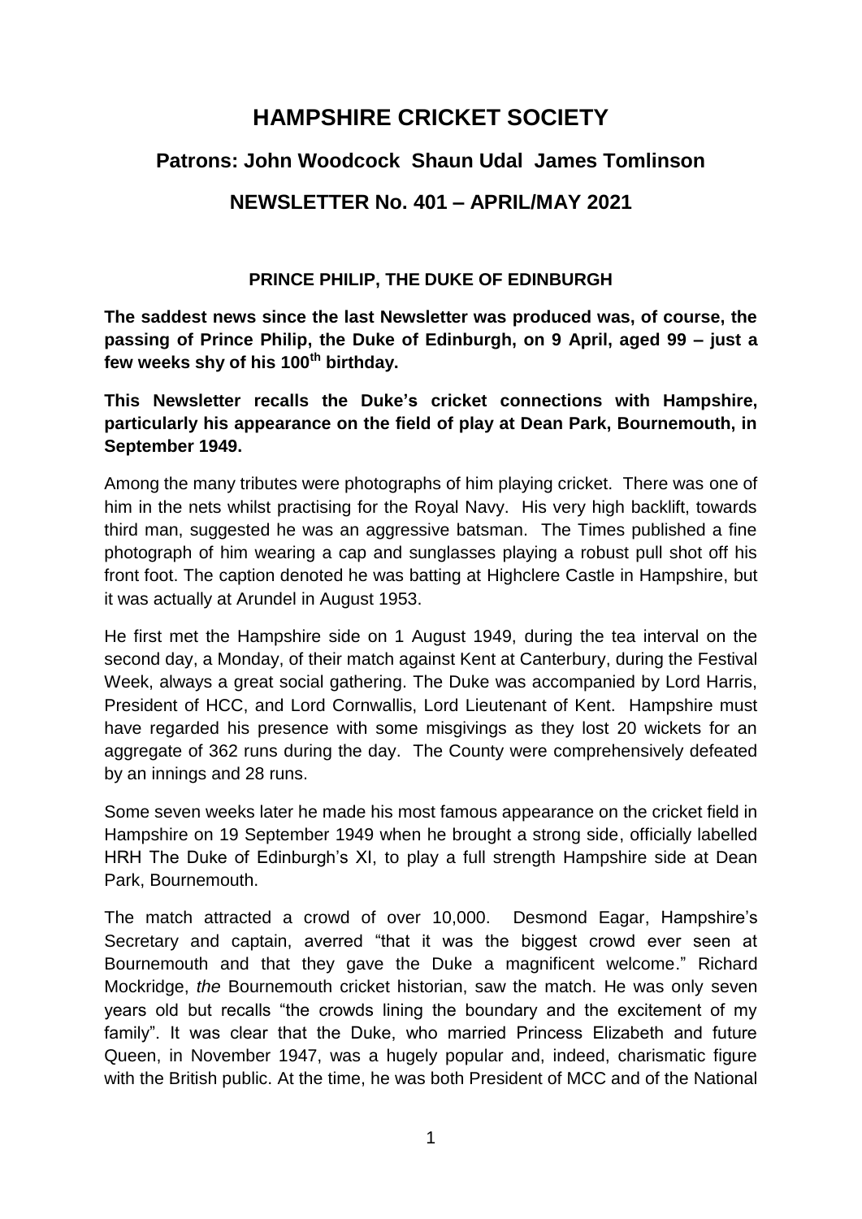# HAMPSHIRE CRICKET SOCIETY

## Patrons: John Woodcock Shaun Udal James Tomlinson

## NEWSLETTER No. 401 – APRIL/MAY 2021

### PRINCE PHILIP, THE DUKE OF EDINBURGH

**The saddest news since the last Newsletter was produced was, of course, the passing of Prince Philip, the Duke of Edinburgh, on 9 April, aged 99 – just a few weeks shy of his 100th birthday.**

**This Newsletter recalls the Duke's cricket connections with Hampshire, particularly his appearance on the field of play at Dean Park, Bournemouth, in September 1949.**

Among the many tributes were photographs of him playing cricket. There was one of him in the nets whilst practising for the Royal Navy. His very high backlift, towards third man, suggested he was an aggressive batsman. The Times published a fine photograph of him wearing a cap and sunglasses playing a robust pull shot off his front foot. The caption denoted he was batting at Highclere Castle in Hampshire, but it was actually at Arundel in August 1953.

He first met the Hampshire side on 1 August 1949, during the tea interval on the second day, a Monday, of their match against Kent at Canterbury, during the Festival Week, always a great social gathering. The Duke was accompanied by Lord Harris, President of HCC, and Lord Cornwallis, Lord Lieutenant of Kent. Hampshire must have regarded his presence with some misgivings as they lost 20 wickets for an aggregate of 362 runs during the day. The County were comprehensively defeated by an innings and 28 runs.

Some seven weeks later he made his most famous appearance on the cricket field in Hampshire on 19 September 1949 when he brought a strong side, officially labelled HRH The Duke of Edinburgh's XI, to play a full strength Hampshire side at Dean Park, Bournemouth.

The match attracted a crowd of over 10,000. Desmond Eagar, Hampshire's Secretary and captain, averred "that it was the biggest crowd ever seen at Bournemouth and that they gave the Duke a magnificent welcome." Richard Mockridge, *the* Bournemouth cricket historian, saw the match. He was only seven years old but recalls "the crowds lining the boundary and the excitement of my family". It was clear that the Duke, who married Princess Elizabeth and future Queen, in November 1947, was a hugely popular and, indeed, charismatic figure with the British public. At the time, he was both President of MCC and of the National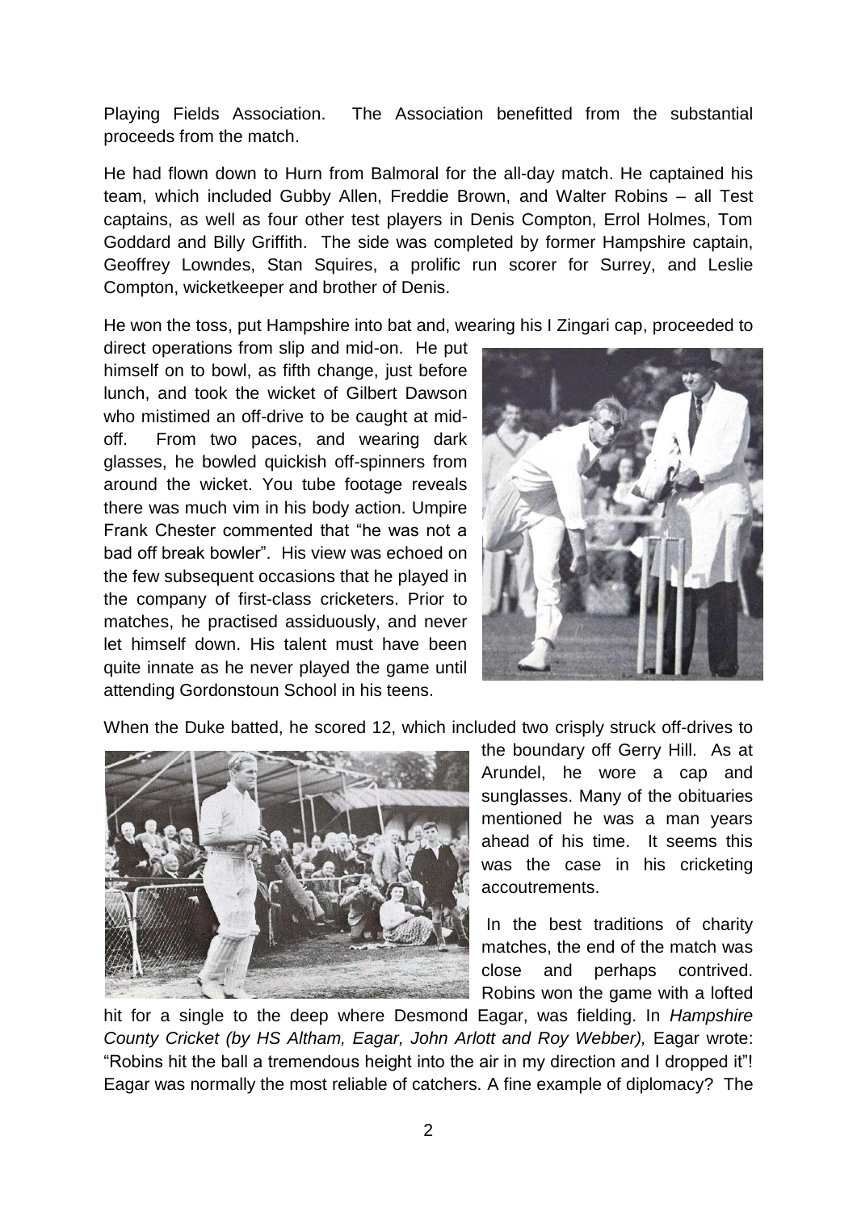Playing Fields Association. The Association benefitted from the substantial proceeds from the match.

He had flown down to Hurn from Balmoral for the all-day match. He captained his team, which included Gubby Allen, Freddie Brown, and Walter Robins – all Test captains, as well as four other test players in Denis Compton, Errol Holmes, Tom Goddard and Billy Griffith. The side was completed by former Hampshire captain, Geoffrey Lowndes, Stan Squires, a prolific run scorer for Surrey, and Leslie Compton, wicketkeeper and brother of Denis.

He won the toss, put Hampshire into bat and, wearing his I Zingari cap, proceeded to direct operations from slip and mid-on. He put himself on to bowl, as fifth change, just before lunch, and took the wicket of Gilbert Dawson who mistimed an off-drive to be caught at mid-off. From two paces, and wearing dark glasses, he bowled quickish off-spinners from around the wicket. You tube footage reveals there was much vim in his body action. Umpire Frank Chester commented that "he was not a bad off break bowler". His view was echoed on the few subsequent occasions that he played in the company of first-class cricketers. Prior to matches, he practised assiduously, and never let himself down. His talent must have been quite innate as he never played the game until attending Gordonstoun School in his teens.

When the Duke batted, he scored 12, which included two crisply struck off-drives to the boundary off Gerry Hill. As at Arundel, he wore a cap and sunglasses. Many of the obituaries mentioned he was a man years ahead of his time. It seems this was the case in his cricketing accoutrements.

In the best traditions of charity matches, the end of the match was close and perhaps contrived. Robins won the game with a lofted hit for a single to the deep where Desmond Eagar, was fielding. In *Hampshire County Cricket (by HS Altham, Eagar, John Arlott and Roy Webber),* Eagar wrote: "Robins hit the ball a tremendous height into the air in my direction and I dropped it"! Eagar was normally the most reliable of catchers. A fine example of diplomacy? The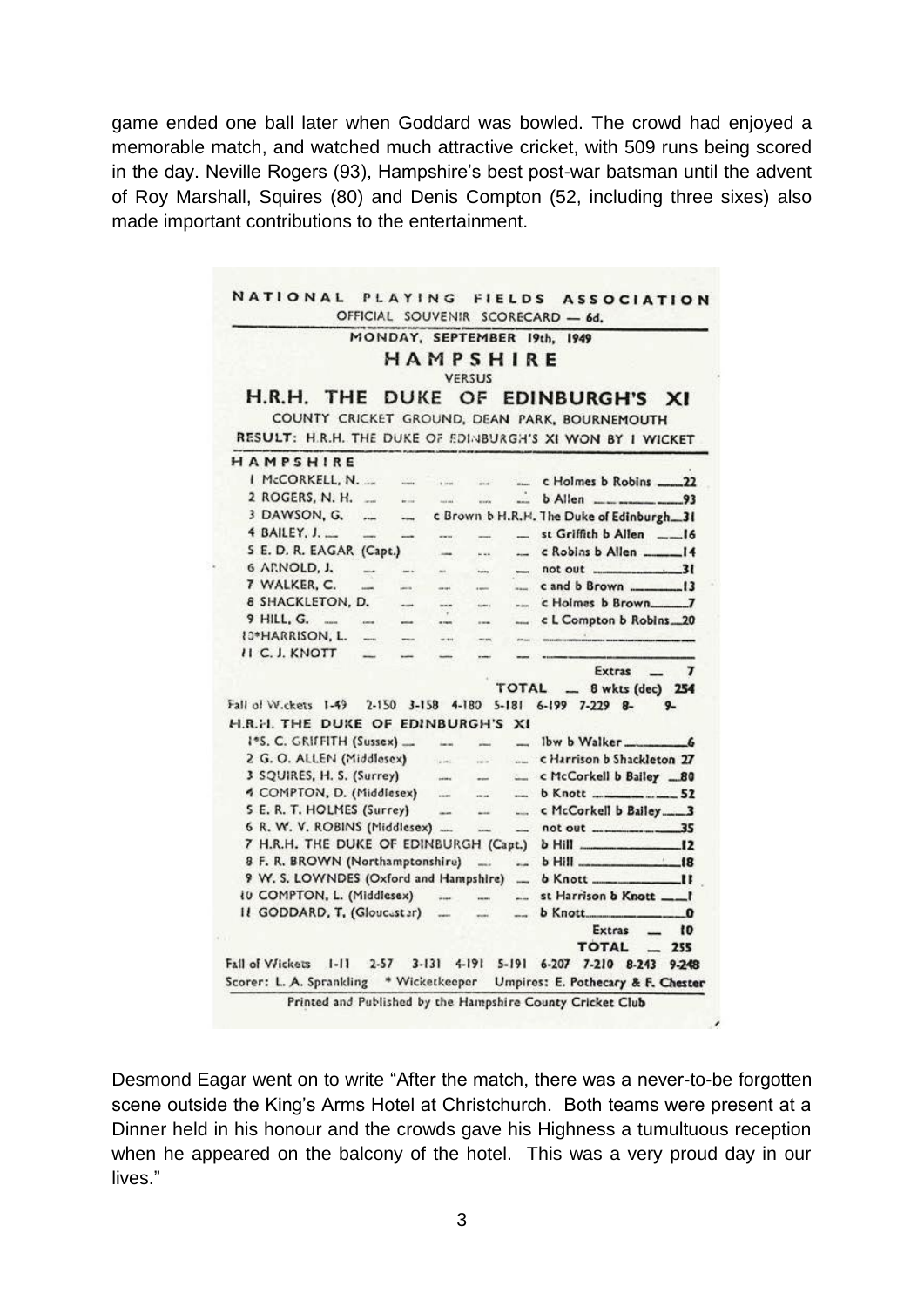game ended one ball later when Goddard was bowled. The crowd had enjoyed a memorable match, and watched much attractive cricket, with 509 runs being scored in the day. Neville Rogers (93), Hampshire's best post-war batsman until the advent of Roy Marshall, Squires (80) and Denis Compton (52, including three sixes) also made important contributions to the entertainment.

**NATIONAL PLAYING FIELDS ASSOCIATION**

OFFICIAL SOUVENIR SCORECARD — 6d.

MONDAY, SEPTEMBER 19th, 1949

**HAMPSHIRE**

VERSUS

**H.R.H. THE DUKE OF EDINBURGH'S XI**

COUNTY CRICKET GROUND, DEAN PARK, BOURNEMOUTH

RESULT: H.R.H. THE DUKE OF EDINBURGH'S XI WON BY 1 WICKET

**HAMPSHIRE**

| Batsman | How out | Runs |
|---|---|---|
| 1 McCORKELL, N. | c Holmes b Robins | 22 |
| 2 ROGERS, N. H. | b Allen | 93 |
| 3 DAWSON, G. | c Brown b H.R.H. The Duke of Edinburgh | 31 |
| 4 BAILEY, J. | st Griffith b Allen | 16 |
| 5 E. D. R. EAGAR (Capt.) | c Robins b Allen | 14 |
| 6 ARNOLD, J. | not out | 31 |
| 7 WALKER, C. | c and b Brown | 13 |
| 8 SHACKLETON, D. | c Holmes b Brown | 7 |
| 9 HILL, G. | c L Compton b Robins | 20 |
| 10*HARRISON, L. | | |
| 11 C. J. KNOTT | | |
| | Extras | 7 |
| | TOTAL — 8 wkts (dec) | 254 |

Fall of Wickets 1-49 2-150 3-158 4-180 5-181 6-199 7-229 8- 9-

**H.R.H. THE DUKE OF EDINBURGH'S XI**

| Batsman | How out | Runs |
|---|---|---|
| 1*S. C. GRIFFITH (Sussex) | lbw b Walker | 6 |
| 2 G. O. ALLEN (Middlesex) | c Harrison b Shackleton | 27 |
| 3 SQUIRES, H. S. (Surrey) | c McCorkell b Bailey | 80 |
| 4 COMPTON, D. (Middlesex) | b Knott | 52 |
| 5 E. R. T. HOLMES (Surrey) | c McCorkell b Bailey | 3 |
| 6 R. W. V. ROBINS (Middlesex) | not out | 35 |
| 7 H.R.H. THE DUKE OF EDINBURGH (Capt.) | b Hill | 12 |
| 8 F. R. BROWN (Northamptonshire) | b Hill | 18 |
| 9 W. S. LOWNDES (Oxford and Hampshire) | b Knott | 11 |
| 10 COMPTON, L. (Middlesex) | st Harrison b Knott | 1 |
| 11 GODDARD, T. (Gloucester) | b Knott | 0 |
| | Extras | 10 |
| | TOTAL | 255 |

Fall of Wickets 1-11 2-57 3-131 4-191 5-191 6-207 7-210 8-243 9-248

Scorer: L. A. Sprankling * Wicketkeeper Umpires: E. Pothecary & F. Chester

Printed and Published by the Hampshire County Cricket Club

Desmond Eagar went on to write "After the match, there was a never-to-be forgotten scene outside the King's Arms Hotel at Christchurch. Both teams were present at a Dinner held in his honour and the crowds gave his Highness a tumultuous reception when he appeared on the balcony of the hotel. This was a very proud day in our lives."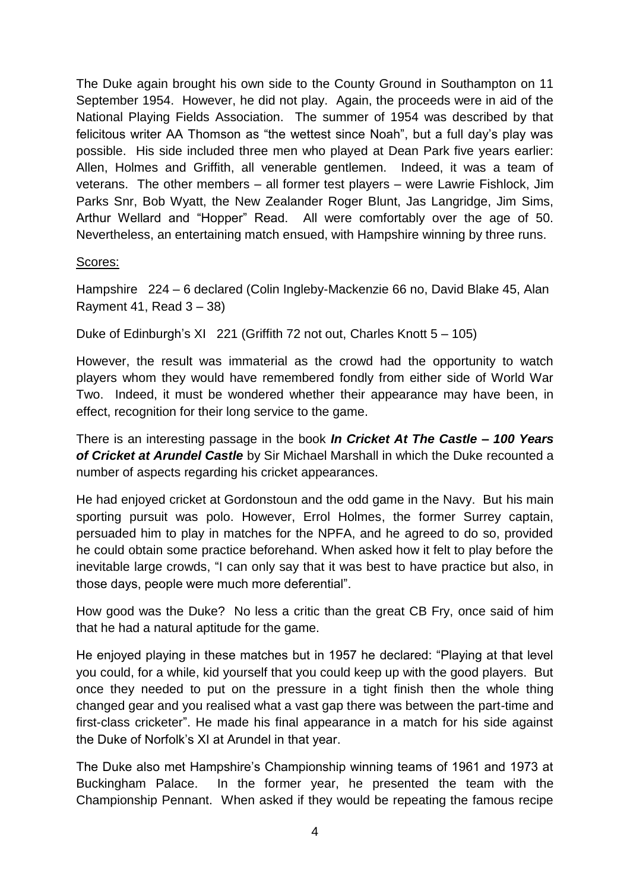The Duke again brought his own side to the County Ground in Southampton on 11 September 1954. However, he did not play. Again, the proceeds were in aid of the National Playing Fields Association. The summer of 1954 was described by that felicitous writer AA Thomson as "the wettest since Noah", but a full day's play was possible. His side included three men who played at Dean Park five years earlier: Allen, Holmes and Griffith, all venerable gentlemen. Indeed, it was a team of veterans. The other members – all former test players – were Lawrie Fishlock, Jim Parks Snr, Bob Wyatt, the New Zealander Roger Blunt, Jas Langridge, Jim Sims, Arthur Wellard and "Hopper" Read. All were comfortably over the age of 50. Nevertheless, an entertaining match ensued, with Hampshire winning by three runs.

Scores:

Hampshire 224 – 6 declared (Colin Ingleby-Mackenzie 66 no, David Blake 45, Alan Rayment 41, Read 3 – 38)

Duke of Edinburgh's XI 221 (Griffith 72 not out, Charles Knott 5 – 105)

However, the result was immaterial as the crowd had the opportunity to watch players whom they would have remembered fondly from either side of World War Two. Indeed, it must be wondered whether their appearance may have been, in effect, recognition for their long service to the game.

There is an interesting passage in the book ***In Cricket At The Castle – 100 Years of Cricket at Arundel Castle*** by Sir Michael Marshall in which the Duke recounted a number of aspects regarding his cricket appearances.

He had enjoyed cricket at Gordonstoun and the odd game in the Navy. But his main sporting pursuit was polo. However, Errol Holmes, the former Surrey captain, persuaded him to play in matches for the NPFA, and he agreed to do so, provided he could obtain some practice beforehand. When asked how it felt to play before the inevitable large crowds, "I can only say that it was best to have practice but also, in those days, people were much more deferential".

How good was the Duke? No less a critic than the great CB Fry, once said of him that he had a natural aptitude for the game.

He enjoyed playing in these matches but in 1957 he declared: "Playing at that level you could, for a while, kid yourself that you could keep up with the good players. But once they needed to put on the pressure in a tight finish then the whole thing changed gear and you realised what a vast gap there was between the part-time and first-class cricketer". He made his final appearance in a match for his side against the Duke of Norfolk's XI at Arundel in that year.

The Duke also met Hampshire's Championship winning teams of 1961 and 1973 at Buckingham Palace. In the former year, he presented the team with the Championship Pennant. When asked if they would be repeating the famous recipe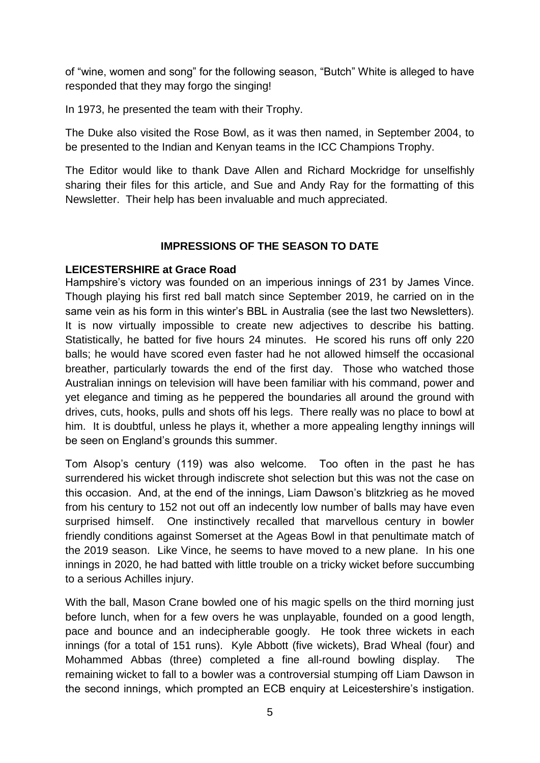of "wine, women and song" for the following season, "Butch" White is alleged to have responded that they may forgo the singing!

In 1973, he presented the team with their Trophy.

The Duke also visited the Rose Bowl, as it was then named, in September 2004, to be presented to the Indian and Kenyan teams in the ICC Champions Trophy.

The Editor would like to thank Dave Allen and Richard Mockridge for unselfishly sharing their files for this article, and Sue and Andy Ray for the formatting of this Newsletter. Their help has been invaluable and much appreciated.

## IMPRESSIONS OF THE SEASON TO DATE

**LEICESTERSHIRE at Grace Road**

Hampshire's victory was founded on an imperious innings of 231 by James Vince. Though playing his first red ball match since September 2019, he carried on in the same vein as his form in this winter's BBL in Australia (see the last two Newsletters). It is now virtually impossible to create new adjectives to describe his batting. Statistically, he batted for five hours 24 minutes. He scored his runs off only 220 balls; he would have scored even faster had he not allowed himself the occasional breather, particularly towards the end of the first day. Those who watched those Australian innings on television will have been familiar with his command, power and yet elegance and timing as he peppered the boundaries all around the ground with drives, cuts, hooks, pulls and shots off his legs. There really was no place to bowl at him. It is doubtful, unless he plays it, whether a more appealing lengthy innings will be seen on England's grounds this summer.

Tom Alsop's century (119) was also welcome. Too often in the past he has surrendered his wicket through indiscrete shot selection but this was not the case on this occasion. And, at the end of the innings, Liam Dawson's blitzkrieg as he moved from his century to 152 not out off an indecently low number of balls may have even surprised himself. One instinctively recalled that marvellous century in bowler friendly conditions against Somerset at the Ageas Bowl in that penultimate match of the 2019 season. Like Vince, he seems to have moved to a new plane. In his one innings in 2020, he had batted with little trouble on a tricky wicket before succumbing to a serious Achilles injury.

With the ball, Mason Crane bowled one of his magic spells on the third morning just before lunch, when for a few overs he was unplayable, founded on a good length, pace and bounce and an indecipherable googly. He took three wickets in each innings (for a total of 151 runs). Kyle Abbott (five wickets), Brad Wheal (four) and Mohammed Abbas (three) completed a fine all-round bowling display. The remaining wicket to fall to a bowler was a controversial stumping off Liam Dawson in the second innings, which prompted an ECB enquiry at Leicestershire's instigation.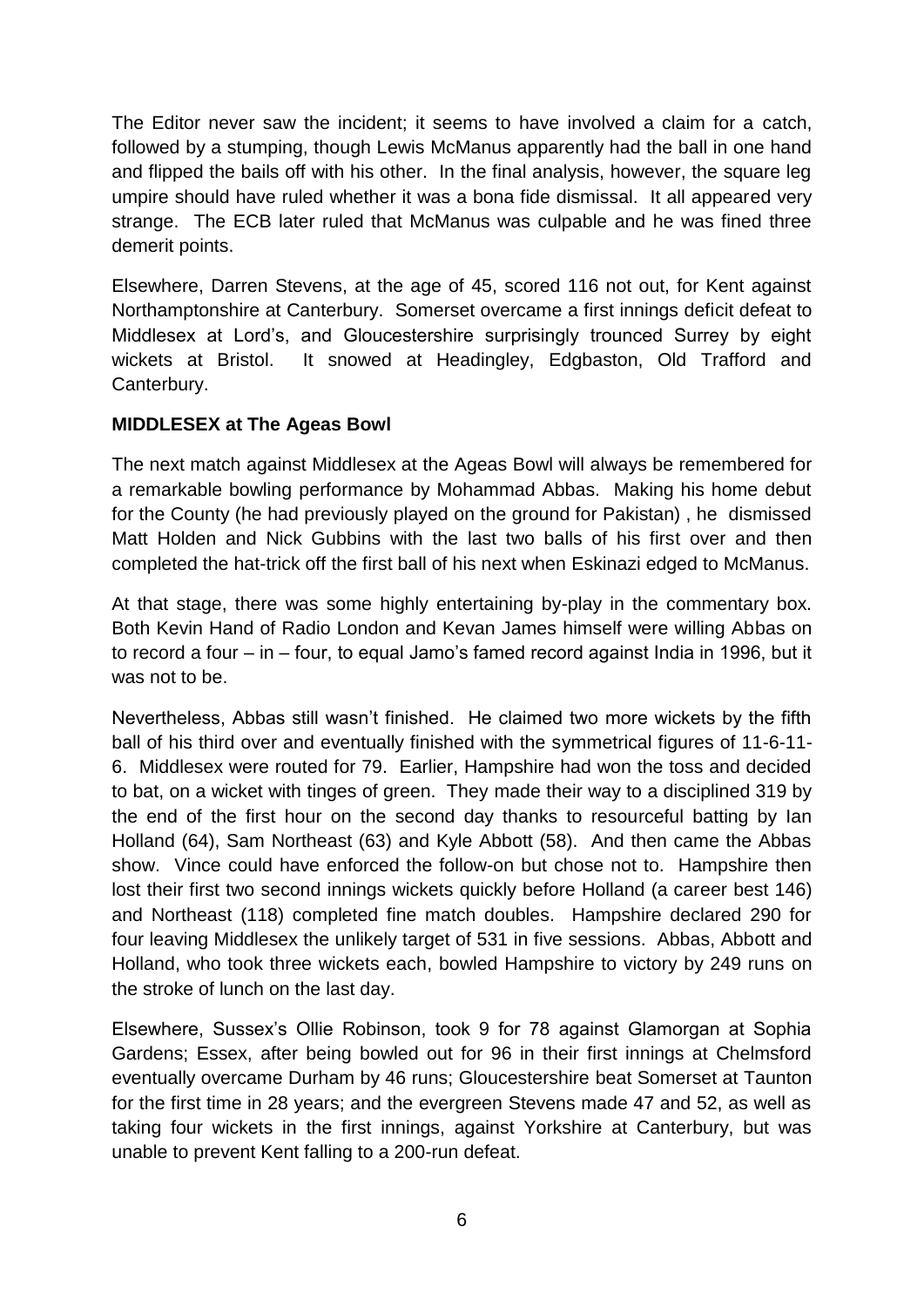The Editor never saw the incident; it seems to have involved a claim for a catch, followed by a stumping, though Lewis McManus apparently had the ball in one hand and flipped the bails off with his other. In the final analysis, however, the square leg umpire should have ruled whether it was a bona fide dismissal. It all appeared very strange. The ECB later ruled that McManus was culpable and he was fined three demerit points.

Elsewhere, Darren Stevens, at the age of 45, scored 116 not out, for Kent against Northamptonshire at Canterbury. Somerset overcame a first innings deficit defeat to Middlesex at Lord's, and Gloucestershire surprisingly trounced Surrey by eight wickets at Bristol. It snowed at Headingley, Edgbaston, Old Trafford and Canterbury.

**MIDDLESEX at The Ageas Bowl**

The next match against Middlesex at the Ageas Bowl will always be remembered for a remarkable bowling performance by Mohammad Abbas. Making his home debut for the County (he had previously played on the ground for Pakistan) , he dismissed Matt Holden and Nick Gubbins with the last two balls of his first over and then completed the hat-trick off the first ball of his next when Eskinazi edged to McManus.

At that stage, there was some highly entertaining by-play in the commentary box. Both Kevin Hand of Radio London and Kevan James himself were willing Abbas on to record a four – in – four, to equal Jamo's famed record against India in 1996, but it was not to be.

Nevertheless, Abbas still wasn't finished. He claimed two more wickets by the fifth ball of his third over and eventually finished with the symmetrical figures of 11-6-11-6. Middlesex were routed for 79. Earlier, Hampshire had won the toss and decided to bat, on a wicket with tinges of green. They made their way to a disciplined 319 by the end of the first hour on the second day thanks to resourceful batting by Ian Holland (64), Sam Northeast (63) and Kyle Abbott (58). And then came the Abbas show. Vince could have enforced the follow-on but chose not to. Hampshire then lost their first two second innings wickets quickly before Holland (a career best 146) and Northeast (118) completed fine match doubles. Hampshire declared 290 for four leaving Middlesex the unlikely target of 531 in five sessions. Abbas, Abbott and Holland, who took three wickets each, bowled Hampshire to victory by 249 runs on the stroke of lunch on the last day.

Elsewhere, Sussex's Ollie Robinson, took 9 for 78 against Glamorgan at Sophia Gardens; Essex, after being bowled out for 96 in their first innings at Chelmsford eventually overcame Durham by 46 runs; Gloucestershire beat Somerset at Taunton for the first time in 28 years; and the evergreen Stevens made 47 and 52, as well as taking four wickets in the first innings, against Yorkshire at Canterbury, but was unable to prevent Kent falling to a 200-run defeat.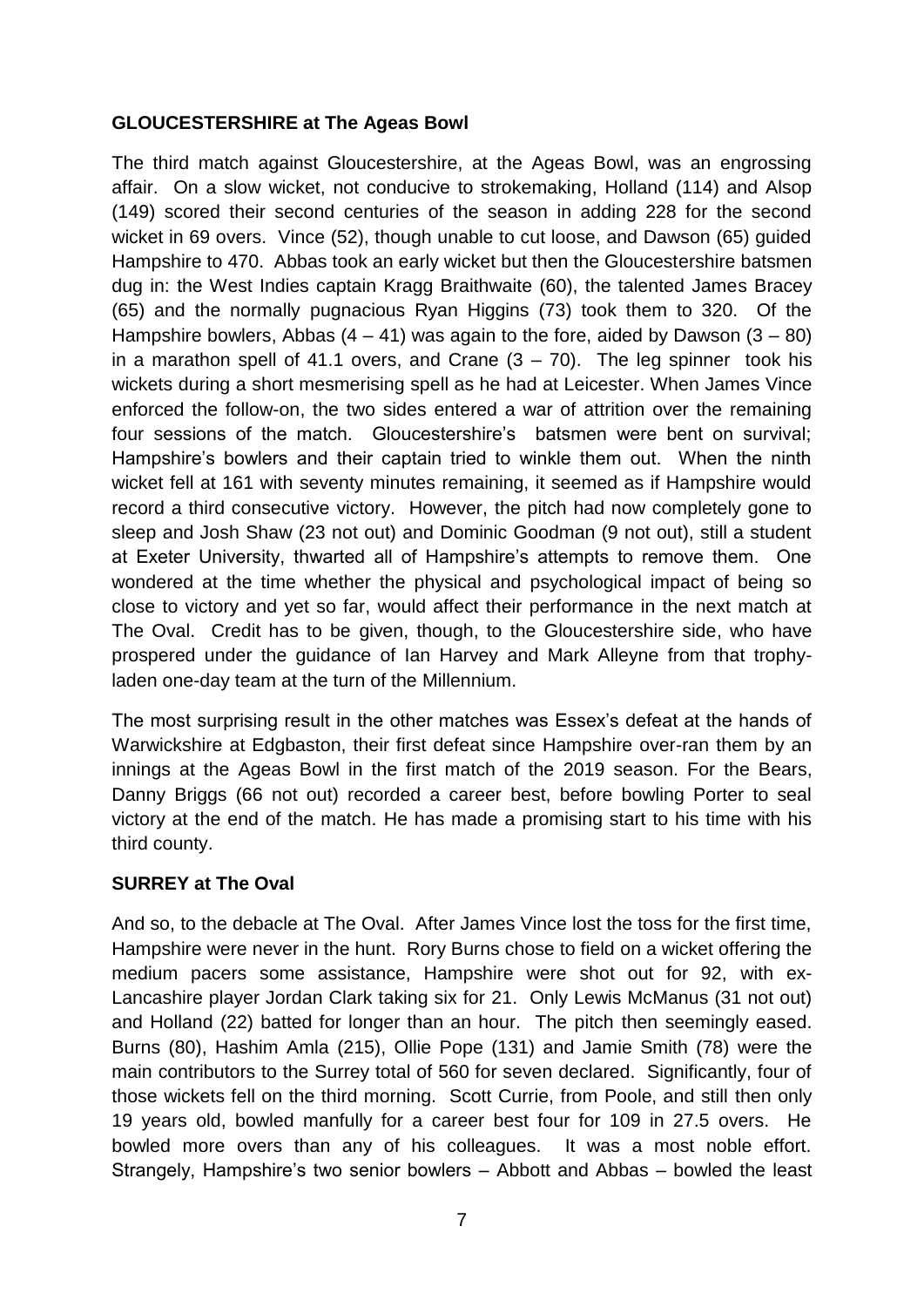**GLOUCESTERSHIRE at The Ageas Bowl**

The third match against Gloucestershire, at the Ageas Bowl, was an engrossing affair. On a slow wicket, not conducive to strokemaking, Holland (114) and Alsop (149) scored their second centuries of the season in adding 228 for the second wicket in 69 overs. Vince (52), though unable to cut loose, and Dawson (65) guided Hampshire to 470. Abbas took an early wicket but then the Gloucestershire batsmen dug in: the West Indies captain Kragg Braithwaite (60), the talented James Bracey (65) and the normally pugnacious Ryan Higgins (73) took them to 320. Of the Hampshire bowlers, Abbas (4 – 41) was again to the fore, aided by Dawson (3 – 80) in a marathon spell of 41.1 overs, and Crane (3 – 70). The leg spinner took his wickets during a short mesmerising spell as he had at Leicester. When James Vince enforced the follow-on, the two sides entered a war of attrition over the remaining four sessions of the match. Gloucestershire's batsmen were bent on survival; Hampshire's bowlers and their captain tried to winkle them out. When the ninth wicket fell at 161 with seventy minutes remaining, it seemed as if Hampshire would record a third consecutive victory. However, the pitch had now completely gone to sleep and Josh Shaw (23 not out) and Dominic Goodman (9 not out), still a student at Exeter University, thwarted all of Hampshire's attempts to remove them. One wondered at the time whether the physical and psychological impact of being so close to victory and yet so far, would affect their performance in the next match at The Oval. Credit has to be given, though, to the Gloucestershire side, who have prospered under the guidance of Ian Harvey and Mark Alleyne from that trophy-laden one-day team at the turn of the Millennium.

The most surprising result in the other matches was Essex's defeat at the hands of Warwickshire at Edgbaston, their first defeat since Hampshire over-ran them by an innings at the Ageas Bowl in the first match of the 2019 season. For the Bears, Danny Briggs (66 not out) recorded a career best, before bowling Porter to seal victory at the end of the match. He has made a promising start to his time with his third county.

**SURREY at The Oval**

And so, to the debacle at The Oval. After James Vince lost the toss for the first time, Hampshire were never in the hunt. Rory Burns chose to field on a wicket offering the medium pacers some assistance, Hampshire were shot out for 92, with ex-Lancashire player Jordan Clark taking six for 21. Only Lewis McManus (31 not out) and Holland (22) batted for longer than an hour. The pitch then seemingly eased. Burns (80), Hashim Amla (215), Ollie Pope (131) and Jamie Smith (78) were the main contributors to the Surrey total of 560 for seven declared. Significantly, four of those wickets fell on the third morning. Scott Currie, from Poole, and still then only 19 years old, bowled manfully for a career best four for 109 in 27.5 overs. He bowled more overs than any of his colleagues. It was a most noble effort. Strangely, Hampshire's two senior bowlers – Abbott and Abbas – bowled the least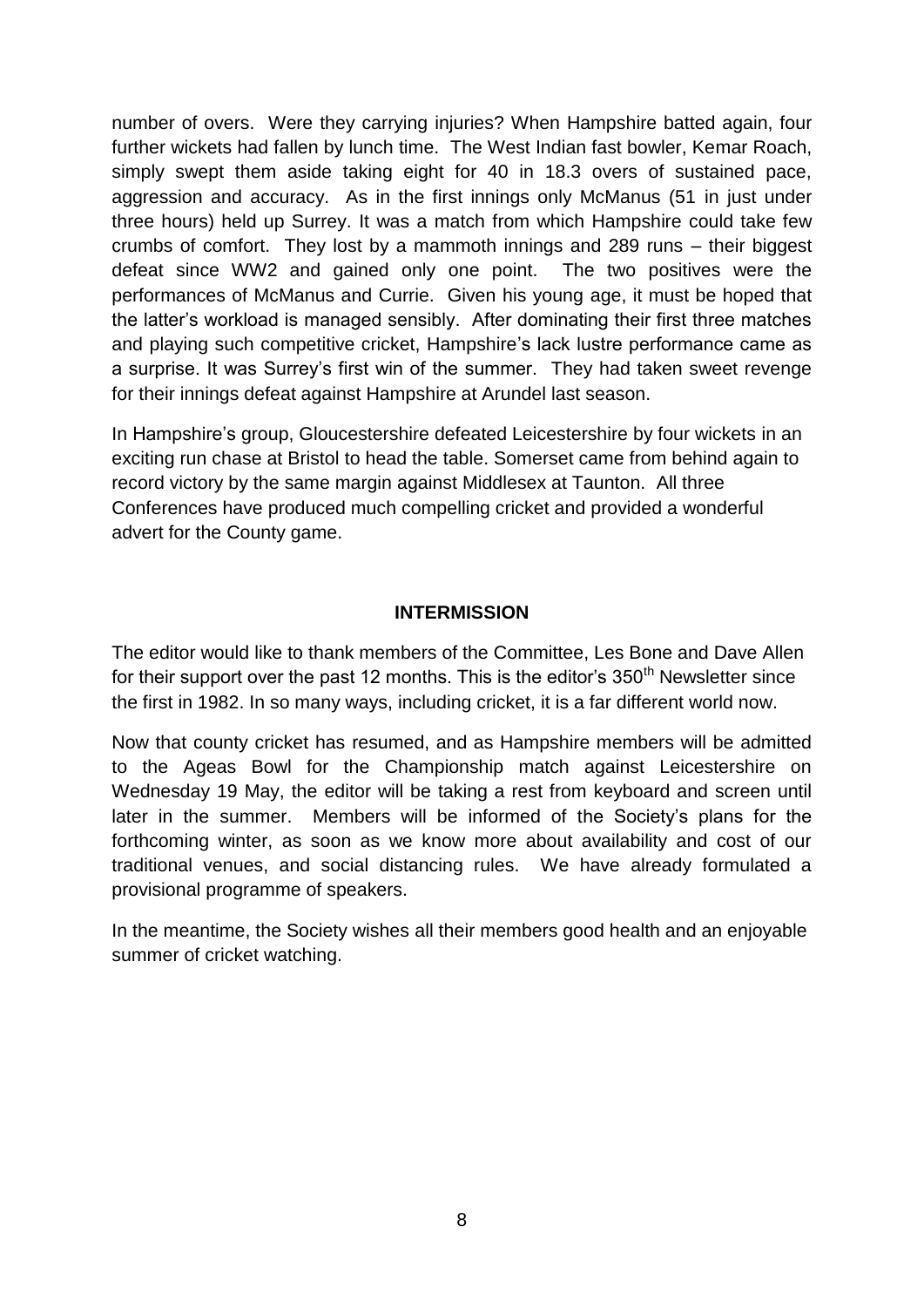number of overs. Were they carrying injuries? When Hampshire batted again, four further wickets had fallen by lunch time. The West Indian fast bowler, Kemar Roach, simply swept them aside taking eight for 40 in 18.3 overs of sustained pace, aggression and accuracy. As in the first innings only McManus (51 in just under three hours) held up Surrey. It was a match from which Hampshire could take few crumbs of comfort. They lost by a mammoth innings and 289 runs – their biggest defeat since WW2 and gained only one point. The two positives were the performances of McManus and Currie. Given his young age, it must be hoped that the latter's workload is managed sensibly. After dominating their first three matches and playing such competitive cricket, Hampshire's lack lustre performance came as a surprise. It was Surrey's first win of the summer. They had taken sweet revenge for their innings defeat against Hampshire at Arundel last season.

In Hampshire's group, Gloucestershire defeated Leicestershire by four wickets in an exciting run chase at Bristol to head the table. Somerset came from behind again to record victory by the same margin against Middlesex at Taunton. All three Conferences have produced much compelling cricket and provided a wonderful advert for the County game.

## INTERMISSION

The editor would like to thank members of the Committee, Les Bone and Dave Allen for their support over the past 12 months. This is the editor's 350th Newsletter since the first in 1982. In so many ways, including cricket, it is a far different world now.

Now that county cricket has resumed, and as Hampshire members will be admitted to the Ageas Bowl for the Championship match against Leicestershire on Wednesday 19 May, the editor will be taking a rest from keyboard and screen until later in the summer. Members will be informed of the Society's plans for the forthcoming winter, as soon as we know more about availability and cost of our traditional venues, and social distancing rules. We have already formulated a provisional programme of speakers.

In the meantime, the Society wishes all their members good health and an enjoyable summer of cricket watching.